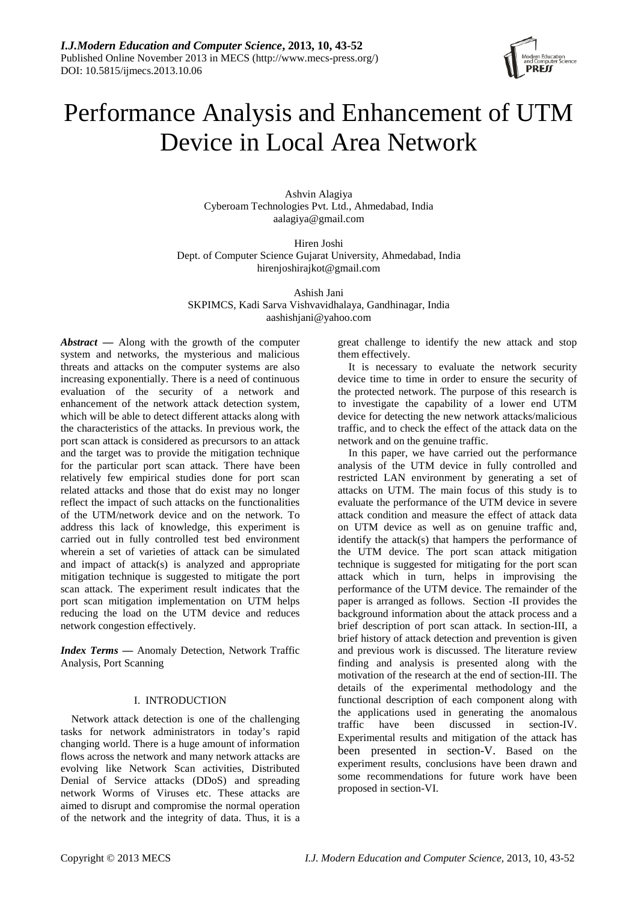# Performance Analysis and Enhancement of UTM Device in Local Area Network

Ashvin Alagiya
Cyberoam Technologies Pvt. Ltd., Ahmedabad, India
aalagiya@gmail.com

Hiren Joshi
Dept. of Computer Science Gujarat University, Ahmedabad, India
hirenjoshirajkot@gmail.com

Ashish Jani
SKPIMCS, Kadi Sarva Vishvavidhalaya, Gandhinagar, India
aashishjani@yahoo.com

***Abstract* —** Along with the growth of the computer system and networks, the mysterious and malicious threats and attacks on the computer systems are also increasing exponentially. There is a need of continuous evaluation of the security of a network and enhancement of the network attack detection system, which will be able to detect different attacks along with the characteristics of the attacks. In previous work, the port scan attack is considered as precursors to an attack and the target was to provide the mitigation technique for the particular port scan attack. There have been relatively few empirical studies done for port scan related attacks and those that do exist may no longer reflect the impact of such attacks on the functionalities of the UTM/network device and on the network. To address this lack of knowledge, this experiment is carried out in fully controlled test bed environment wherein a set of varieties of attack can be simulated and impact of attack(s) is analyzed and appropriate mitigation technique is suggested to mitigate the port scan attack. The experiment result indicates that the port scan mitigation implementation on UTM helps reducing the load on the UTM device and reduces network congestion effectively.

***Index Terms* —** Anomaly Detection, Network Traffic Analysis, Port Scanning

## I. INTRODUCTION

Network attack detection is one of the challenging tasks for network administrators in today's rapid changing world. There is a huge amount of information flows across the network and many network attacks are evolving like Network Scan activities, Distributed Denial of Service attacks (DDoS) and spreading network Worms of Viruses etc. These attacks are aimed to disrupt and compromise the normal operation of the network and the integrity of data. Thus, it is a great challenge to identify the new attack and stop them effectively.

It is necessary to evaluate the network security device time to time in order to ensure the security of the protected network. The purpose of this research is to investigate the capability of a lower end UTM device for detecting the new network attacks/malicious traffic, and to check the effect of the attack data on the network and on the genuine traffic.

In this paper, we have carried out the performance analysis of the UTM device in fully controlled and restricted LAN environment by generating a set of attacks on UTM. The main focus of this study is to evaluate the performance of the UTM device in severe attack condition and measure the effect of attack data on UTM device as well as on genuine traffic and, identify the attack(s) that hampers the performance of the UTM device. The port scan attack mitigation technique is suggested for mitigating for the port scan attack which in turn, helps in improvising the performance of the UTM device. The remainder of the paper is arranged as follows. Section -II provides the background information about the attack process and a brief description of port scan attack. In section-III, a brief history of attack detection and prevention is given and previous work is discussed. The literature review finding and analysis is presented along with the motivation of the research at the end of section-III. The details of the experimental methodology and the functional description of each component along with the applications used in generating the anomalous traffic have been discussed in section-IV. Experimental results and mitigation of the attack has been presented in section-V. Based on the experiment results, conclusions have been drawn and some recommendations for future work have been proposed in section-VI.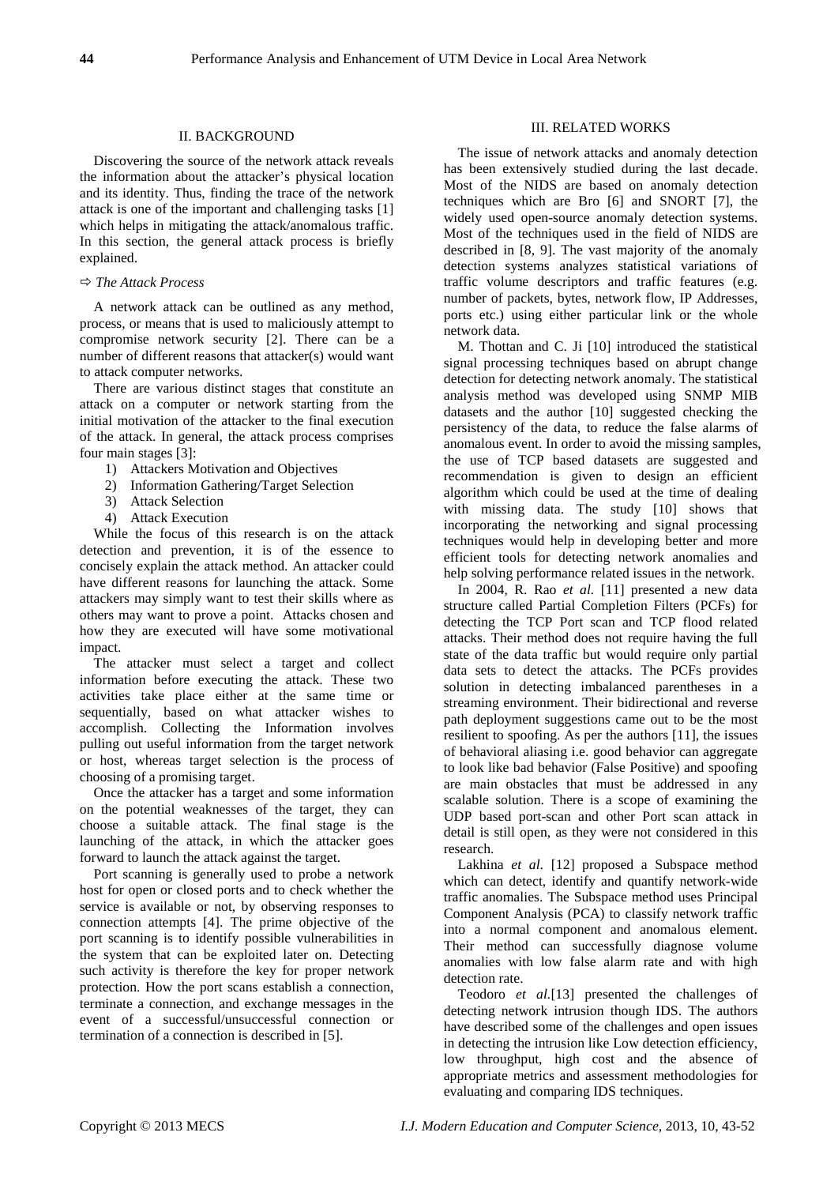## II. BACKGROUND

Discovering the source of the network attack reveals the information about the attacker's physical location and its identity. Thus, finding the trace of the network attack is one of the important and challenging tasks [1] which helps in mitigating the attack/anomalous traffic. In this section, the general attack process is briefly explained.

### ⇨ *The Attack Process*

A network attack can be outlined as any method, process, or means that is used to maliciously attempt to compromise network security [2]. There can be a number of different reasons that attacker(s) would want to attack computer networks.

There are various distinct stages that constitute an attack on a computer or network starting from the initial motivation of the attacker to the final execution of the attack. In general, the attack process comprises four main stages [3]:

1) Attackers Motivation and Objectives
2) Information Gathering/Target Selection
3) Attack Selection
4) Attack Execution

While the focus of this research is on the attack detection and prevention, it is of the essence to concisely explain the attack method. An attacker could have different reasons for launching the attack. Some attackers may simply want to test their skills where as others may want to prove a point. Attacks chosen and how they are executed will have some motivational impact.

The attacker must select a target and collect information before executing the attack. These two activities take place either at the same time or sequentially, based on what attacker wishes to accomplish. Collecting the Information involves pulling out useful information from the target network or host, whereas target selection is the process of choosing of a promising target.

Once the attacker has a target and some information on the potential weaknesses of the target, they can choose a suitable attack. The final stage is the launching of the attack, in which the attacker goes forward to launch the attack against the target.

Port scanning is generally used to probe a network host for open or closed ports and to check whether the service is available or not, by observing responses to connection attempts [4]. The prime objective of the port scanning is to identify possible vulnerabilities in the system that can be exploited later on. Detecting such activity is therefore the key for proper network protection. How the port scans establish a connection, terminate a connection, and exchange messages in the event of a successful/unsuccessful connection or termination of a connection is described in [5].

## III. RELATED WORKS

The issue of network attacks and anomaly detection has been extensively studied during the last decade. Most of the NIDS are based on anomaly detection techniques which are Bro [6] and SNORT [7], the widely used open-source anomaly detection systems. Most of the techniques used in the field of NIDS are described in [8, 9]. The vast majority of the anomaly detection systems analyzes statistical variations of traffic volume descriptors and traffic features (e.g. number of packets, bytes, network flow, IP Addresses, ports etc.) using either particular link or the whole network data.

M. Thottan and C. Ji [10] introduced the statistical signal processing techniques based on abrupt change detection for detecting network anomaly. The statistical analysis method was developed using SNMP MIB datasets and the author [10] suggested checking the persistency of the data, to reduce the false alarms of anomalous event. In order to avoid the missing samples, the use of TCP based datasets are suggested and recommendation is given to design an efficient algorithm which could be used at the time of dealing with missing data. The study [10] shows that incorporating the networking and signal processing techniques would help in developing better and more efficient tools for detecting network anomalies and help solving performance related issues in the network.

In 2004, R. Rao *et al.* [11] presented a new data structure called Partial Completion Filters (PCFs) for detecting the TCP Port scan and TCP flood related attacks. Their method does not require having the full state of the data traffic but would require only partial data sets to detect the attacks. The PCFs provides solution in detecting imbalanced parentheses in a streaming environment. Their bidirectional and reverse path deployment suggestions came out to be the most resilient to spoofing. As per the authors [11], the issues of behavioral aliasing i.e. good behavior can aggregate to look like bad behavior (False Positive) and spoofing are main obstacles that must be addressed in any scalable solution. There is a scope of examining the UDP based port-scan and other Port scan attack in detail is still open, as they were not considered in this research.

Lakhina *et al.* [12] proposed a Subspace method which can detect, identify and quantify network-wide traffic anomalies. The Subspace method uses Principal Component Analysis (PCA) to classify network traffic into a normal component and anomalous element. Their method can successfully diagnose volume anomalies with low false alarm rate and with high detection rate.

Teodoro *et al.*[13] presented the challenges of detecting network intrusion though IDS. The authors have described some of the challenges and open issues in detecting the intrusion like Low detection efficiency, low throughput, high cost and the absence of appropriate metrics and assessment methodologies for evaluating and comparing IDS techniques.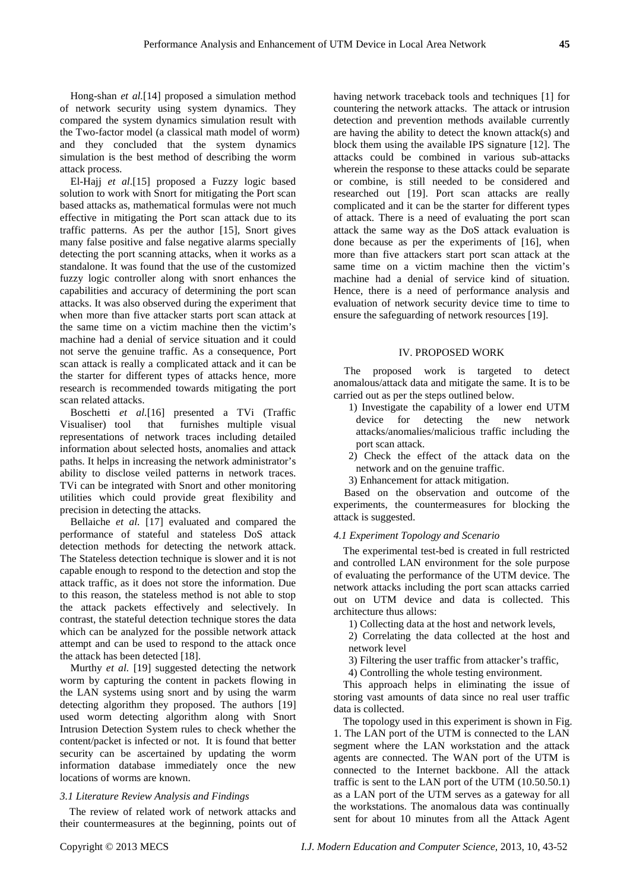Hong-shan *et al.*[14] proposed a simulation method of network security using system dynamics. They compared the system dynamics simulation result with the Two-factor model (a classical math model of worm) and they concluded that the system dynamics simulation is the best method of describing the worm attack process.

El-Hajj *et al*.[15] proposed a Fuzzy logic based solution to work with Snort for mitigating the Port scan based attacks as, mathematical formulas were not much effective in mitigating the Port scan attack due to its traffic patterns. As per the author [15], Snort gives many false positive and false negative alarms specially detecting the port scanning attacks, when it works as a standalone. It was found that the use of the customized fuzzy logic controller along with snort enhances the capabilities and accuracy of determining the port scan attacks. It was also observed during the experiment that when more than five attacker starts port scan attack at the same time on a victim machine then the victim's machine had a denial of service situation and it could not serve the genuine traffic. As a consequence, Port scan attack is really a complicated attack and it can be the starter for different types of attacks hence, more research is recommended towards mitigating the port scan related attacks.

Boschetti *et al.*[16] presented a TVi (Traffic Visualiser) tool that furnishes multiple visual representations of network traces including detailed information about selected hosts, anomalies and attack paths. It helps in increasing the network administrator's ability to disclose veiled patterns in network traces. TVi can be integrated with Snort and other monitoring utilities which could provide great flexibility and precision in detecting the attacks.

Bellaiche *et al.* [17] evaluated and compared the performance of stateful and stateless DoS attack detection methods for detecting the network attack. The Stateless detection technique is slower and it is not capable enough to respond to the detection and stop the attack traffic, as it does not store the information. Due to this reason, the stateless method is not able to stop the attack packets effectively and selectively. In contrast, the stateful detection technique stores the data which can be analyzed for the possible network attack attempt and can be used to respond to the attack once the attack has been detected [18].

Murthy *et al.* [19] suggested detecting the network worm by capturing the content in packets flowing in the LAN systems using snort and by using the warm detecting algorithm they proposed. The authors [19] used worm detecting algorithm along with Snort Intrusion Detection System rules to check whether the content/packet is infected or not. It is found that better security can be ascertained by updating the worm information database immediately once the new locations of worms are known.

### *3.1 Literature Review Analysis and Findings*

The review of related work of network attacks and their countermeasures at the beginning, points out of having network traceback tools and techniques [1] for countering the network attacks. The attack or intrusion detection and prevention methods available currently are having the ability to detect the known attack(s) and block them using the available IPS signature [12]. The attacks could be combined in various sub-attacks wherein the response to these attacks could be separate or combine, is still needed to be considered and researched out [19]. Port scan attacks are really complicated and it can be the starter for different types of attack. There is a need of evaluating the port scan attack the same way as the DoS attack evaluation is done because as per the experiments of [16], when more than five attackers start port scan attack at the same time on a victim machine then the victim's machine had a denial of service kind of situation. Hence, there is a need of performance analysis and evaluation of network security device time to time to ensure the safeguarding of network resources [19].

## IV. PROPOSED WORK

The proposed work is targeted to detect anomalous/attack data and mitigate the same. It is to be carried out as per the steps outlined below.

1) Investigate the capability of a lower end UTM device for detecting the new network attacks/anomalies/malicious traffic including the port scan attack.
2) Check the effect of the attack data on the network and on the genuine traffic.
3) Enhancement for attack mitigation.

Based on the observation and outcome of the experiments, the countermeasures for blocking the attack is suggested.

### *4.1 Experiment Topology and Scenario*

The experimental test-bed is created in full restricted and controlled LAN environment for the sole purpose of evaluating the performance of the UTM device. The network attacks including the port scan attacks carried out on UTM device and data is collected. This architecture thus allows:

1) Collecting data at the host and network levels,
2) Correlating the data collected at the host and network level
3) Filtering the user traffic from attacker's traffic,
4) Controlling the whole testing environment.

This approach helps in eliminating the issue of storing vast amounts of data since no real user traffic data is collected.

The topology used in this experiment is shown in Fig. 1. The LAN port of the UTM is connected to the LAN segment where the LAN workstation and the attack agents are connected. The WAN port of the UTM is connected to the Internet backbone. All the attack traffic is sent to the LAN port of the UTM (10.50.50.1) as a LAN port of the UTM serves as a gateway for all the workstations. The anomalous data was continually sent for about 10 minutes from all the Attack Agent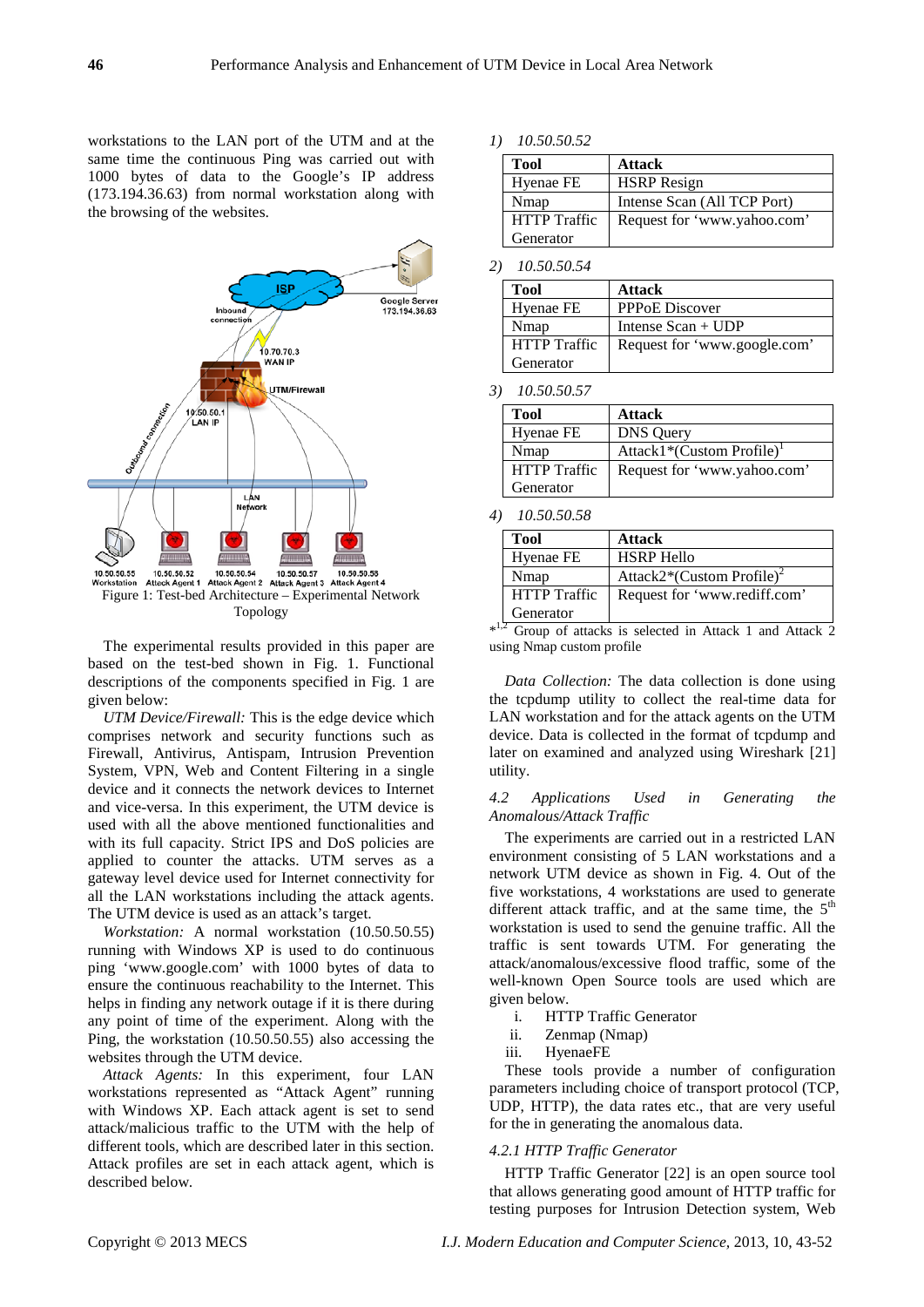workstations to the LAN port of the UTM and at the same time the continuous Ping was carried out with 1000 bytes of data to the Google's IP address (173.194.36.63) from normal workstation along with the browsing of the websites.

Figure 1: Test-bed Architecture – Experimental Network Topology

The experimental results provided in this paper are based on the test-bed shown in Fig. 1. Functional descriptions of the components specified in Fig. 1 are given below:

*UTM Device/Firewall:* This is the edge device which comprises network and security functions such as Firewall, Antivirus, Antispam, Intrusion Prevention System, VPN, Web and Content Filtering in a single device and it connects the network devices to Internet and vice-versa. In this experiment, the UTM device is used with all the above mentioned functionalities and with its full capacity. Strict IPS and DoS policies are applied to counter the attacks. UTM serves as a gateway level device used for Internet connectivity for all the LAN workstations including the attack agents. The UTM device is used as an attack's target.

*Workstation:* A normal workstation (10.50.50.55) running with Windows XP is used to do continuous ping 'www.google.com' with 1000 bytes of data to ensure the continuous reachability to the Internet. This helps in finding any network outage if it is there during any point of time of the experiment. Along with the Ping, the workstation (10.50.50.55) also accessing the websites through the UTM device.

*Attack Agents:* In this experiment, four LAN workstations represented as "Attack Agent" running with Windows XP. Each attack agent is set to send attack/malicious traffic to the UTM with the help of different tools, which are described later in this section. Attack profiles are set in each attack agent, which is described below.

1) *10.50.50.52*

| Tool | Attack |
|---|---|
| Hyenae FE | HSRP Resign |
| Nmap | Intense Scan (All TCP Port) |
| HTTP Traffic Generator | Request for 'www.yahoo.com' |

2) *10.50.50.54*

| Tool | Attack |
|---|---|
| Hyenae FE | PPPoE Discover |
| Nmap | Intense Scan + UDP |
| HTTP Traffic Generator | Request for 'www.google.com' |

3) *10.50.50.57*

| Tool | Attack |
|---|---|
| Hyenae FE | DNS Query |
| Nmap | Attack1*(Custom Profile)[1] |
| HTTP Traffic Generator | Request for 'www.yahoo.com' |

4) *10.50.50.58*

| Tool | Attack |
|---|---|
| Hyenae FE | HSRP Hello |
| Nmap | Attack2*(Custom Profile)[2] |
| HTTP Traffic Generator | Request for 'www.rediff.com' |

*[1,2] Group of attacks is selected in Attack 1 and Attack 2 using Nmap custom profile

*Data Collection:* The data collection is done using the tcpdump utility to collect the real-time data for LAN workstation and for the attack agents on the UTM device. Data is collected in the format of tcpdump and later on examined and analyzed using Wireshark [21] utility.

### *4.2 Applications Used in Generating the Anomalous/Attack Traffic*

The experiments are carried out in a restricted LAN environment consisting of 5 LAN workstations and a network UTM device as shown in Fig. 4. Out of the five workstations, 4 workstations are used to generate different attack traffic, and at the same time, the 5th workstation is used to send the genuine traffic. All the traffic is sent towards UTM. For generating the attack/anomalous/excessive flood traffic, some of the well-known Open Source tools are used which are given below.

i. HTTP Traffic Generator
ii. Zenmap (Nmap)
iii. HyenaeFE

These tools provide a number of configuration parameters including choice of transport protocol (TCP, UDP, HTTP), the data rates etc., that are very useful for the in generating the anomalous data.

#### *4.2.1 HTTP Traffic Generator*

HTTP Traffic Generator [22] is an open source tool that allows generating good amount of HTTP traffic for testing purposes for Intrusion Detection system, Web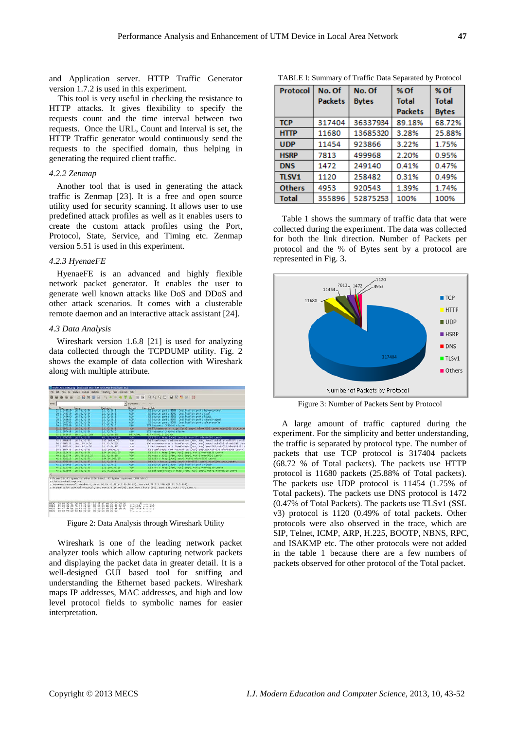and Application server. HTTP Traffic Generator version 1.7.2 is used in this experiment.

This tool is very useful in checking the resistance to HTTP attacks. It gives flexibility to specify the requests count and the time interval between two requests. Once the URL, Count and Interval is set, the HTTP Traffic generator would continuously send the requests to the specified domain, thus helping in generating the required client traffic.

#### *4.2.2 Zenmap*

Another tool that is used in generating the attack traffic is Zenmap [23]. It is a free and open source utility used for security scanning. It allows user to use predefined attack profiles as well as it enables users to create the custom attack profiles using the Port, Protocol, State, Service, and Timing etc. Zenmap version 5.51 is used in this experiment.

#### *4.2.3 HyenaeFE*

HyenaeFE is an advanced and highly flexible network packet generator. It enables the user to generate well known attacks like DoS and DDoS and other attack scenarios. It comes with a clusterable remote daemon and an interactive attack assistant [24].

### *4.3 Data Analysis*

Wireshark version 1.6.8 [21] is used for analyzing data collected through the TCPDUMP utility. Fig. 2 shows the example of data collection with Wireshark along with multiple attribute.

Figure 2: Data Analysis through Wireshark Utility

Wireshark is one of the leading network packet analyzer tools which allow capturing network packets and displaying the packet data in greater detail. It is a well-designed GUI based tool for sniffing and understanding the Ethernet based packets. Wireshark maps IP addresses, MAC addresses, and high and low level protocol fields to symbolic names for easier interpretation.

TABLE I: Summary of Traffic Data Separated by Protocol

| Protocol | No. Of Packets | No. Of Bytes | % Of Total Packets | % Of Total Bytes |
|---|---|---|---|---|
| TCP | 317404 | 36337934 | 89.18% | 68.72% |
| HTTP | 11680 | 13685320 | 3.28% | 25.88% |
| UDP | 11454 | 923866 | 3.22% | 1.75% |
| HSRP | 7813 | 499968 | 2.20% | 0.95% |
| DNS | 1472 | 249140 | 0.41% | 0.47% |
| TLSV1 | 1120 | 258482 | 0.31% | 0.49% |
| Others | 4953 | 920543 | 1.39% | 1.74% |
| Total | 355896 | 52875253 | 100% | 100% |

Table 1 shows the summary of traffic data that were collected during the experiment. The data was collected for both the link direction. Number of Packets per protocol and the % of Bytes sent by a protocol are represented in Fig. 3.

Figure 3: Number of Packets Sent by Protocol

A large amount of traffic captured during the experiment. For the simplicity and better understanding, the traffic is separated by protocol type. The number of packets that use TCP protocol is 317404 packets (68.72 % of Total packets). The packets use HTTP protocol is 11680 packets (25.88% of Total packets). The packets use UDP protocol is 11454 (1.75% of Total packets). The packets use DNS protocol is 1472 (0.47% of Total Packets). The packets use TLSv1 (SSL v3) protocol is 1120 (0.49% of total packets. Other protocols were also observed in the trace, which are SIP, Telnet, ICMP, ARP, H.225, BOOTP, NBNS, RPC, and ISAKMP etc. The other protocols were not added in the table 1 because there are a few numbers of packets observed for other protocol of the Total packet.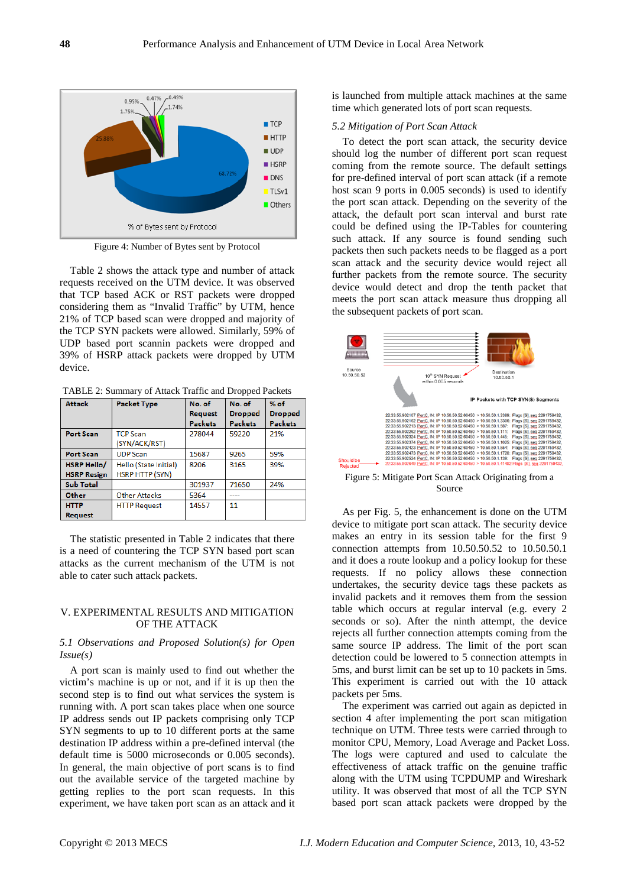Figure 4: Number of Bytes sent by Protocol

Table 2 shows the attack type and number of attack requests received on the UTM device. It was observed that TCP based ACK or RST packets were dropped considering them as "Invalid Traffic" by UTM, hence 21% of TCP based scan were dropped and majority of the TCP SYN packets were allowed. Similarly, 59% of UDP based port scannin packets were dropped and 39% of HSRP attack packets were dropped by UTM device.

TABLE 2: Summary of Attack Traffic and Dropped Packets

| Attack | Packet Type | No. of Request Packets | No. of Dropped Packets | % of Dropped Packets |
|---|---|---|---|---|
| Port Scan | TCP Scan (SYN/ACK/RST) | 278044 | 59220 | 21% |
| Port Scan | UDP Scan | 15687 | 9265 | 59% |
| HSRP Hello/ HSRP Resign | Hello (State Initial) HSRP HTTP (SYN) | 8206 | 3165 | 39% |
| Sub Total | | 301937 | 71650 | 24% |
| Other | Other Attacks | 5364 | ---- | |
| HTTP Request | HTTP Request | 14557 | 11 | |

The statistic presented in Table 2 indicates that there is a need of countering the TCP SYN based port scan attacks as the current mechanism of the UTM is not able to cater such attack packets.

## V. EXPERIMENTAL RESULTS AND MITIGATION OF THE ATTACK

### *5.1 Observations and Proposed Solution(s) for Open Issue(s)*

A port scan is mainly used to find out whether the victim's machine is up or not, and if it is up then the second step is to find out what services the system is running with. A port scan takes place when one source IP address sends out IP packets comprising only TCP SYN segments to up to 10 different ports at the same destination IP address within a pre-defined interval (the default time is 5000 microseconds or 0.005 seconds). In general, the main objective of port scans is to find out the available service of the targeted machine by getting replies to the port scan requests. In this experiment, we have taken port scan as an attack and it is launched from multiple attack machines at the same time which generated lots of port scan requests.

### *5.2 Mitigation of Port Scan Attack*

To detect the port scan attack, the security device should log the number of different port scan request coming from the remote source. The default settings for pre-defined interval of port scan attack (if a remote host scan 9 ports in 0.005 seconds) is used to identify the port scan attack. Depending on the severity of the attack, the default port scan interval and burst rate could be defined using the IP-Tables for countering such attack. If any source is found sending such packets then such packets needs to be flagged as a port scan attack and the security device would reject all further packets from the remote source. The security device would detect and drop the tenth packet that meets the port scan attack measure thus dropping all the subsequent packets of port scan.

Figure 5: Mitigate Port Scan Attack Originating from a Source

As per Fig. 5, the enhancement is done on the UTM device to mitigate port scan attack. The security device makes an entry in its session table for the first 9 connection attempts from 10.50.50.52 to 10.50.50.1 and it does a route lookup and a policy lookup for these requests. If no policy allows these connection undertakes, the security device tags these packets as invalid packets and it removes them from the session table which occurs at regular interval (e.g. every 2 seconds or so). After the ninth attempt, the device rejects all further connection attempts coming from the same source IP address. The limit of the port scan detection could be lowered to 5 connection attempts in 5ms, and burst limit can be set up to 10 packets in 5ms. This experiment is carried out with the 10 attack packets per 5ms.

The experiment was carried out again as depicted in section 4 after implementing the port scan mitigation technique on UTM. Three tests were carried through to monitor CPU, Memory, Load Average and Packet Loss. The logs were captured and used to calculate the effectiveness of attack traffic on the genuine traffic along with the UTM using TCPDUMP and Wireshark utility. It was observed that most of all the TCP SYN based port scan attack packets were dropped by the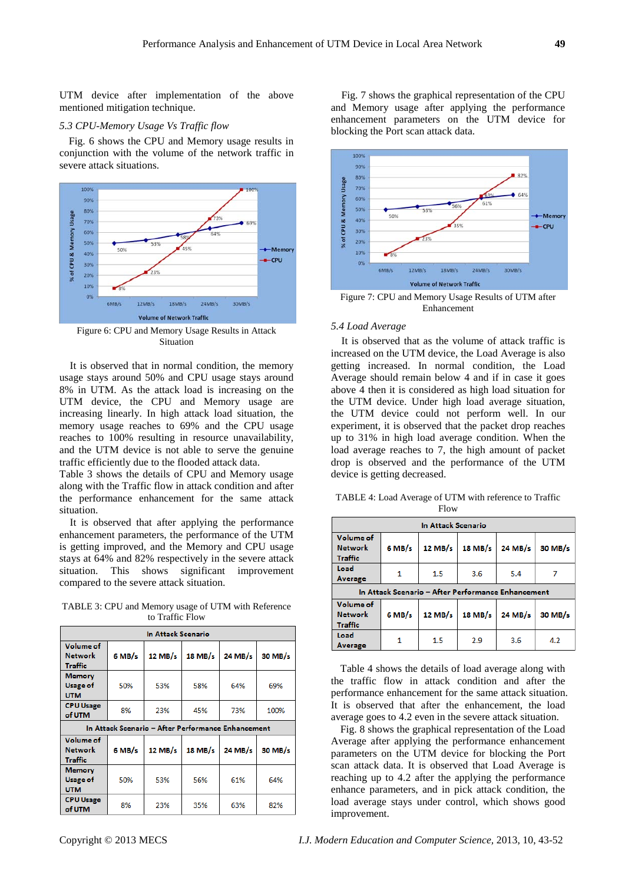UTM device after implementation of the above mentioned mitigation technique.

### *5.3 CPU-Memory Usage Vs Traffic flow*

Fig. 6 shows the CPU and Memory usage results in conjunction with the volume of the network traffic in severe attack situations.

Figure 6: CPU and Memory Usage Results in Attack Situation

It is observed that in normal condition, the memory usage stays around 50% and CPU usage stays around 8% in UTM. As the attack load is increasing on the UTM device, the CPU and Memory usage are increasing linearly. In high attack load situation, the memory usage reaches to 69% and the CPU usage reaches to 100% resulting in resource unavailability, and the UTM device is not able to serve the genuine traffic efficiently due to the flooded attack data.

Table 3 shows the details of CPU and Memory usage along with the Traffic flow in attack condition and after the performance enhancement for the same attack situation.

It is observed that after applying the performance enhancement parameters, the performance of the UTM is getting improved, and the Memory and CPU usage stays at 64% and 82% respectively in the severe attack situation. This shows significant improvement compared to the severe attack situation.

TABLE 3: CPU and Memory usage of UTM with Reference to Traffic Flow

| In Attack Scenario | | | | | |
|---|---|---|---|---|---|
| Volume of Network Traffic | 6 MB/s | 12 MB/s | 18 MB/s | 24 MB/s | 30 MB/s |
| Memory Usage of UTM | 50% | 53% | 58% | 64% | 69% |
| CPU Usage of UTM | 8% | 23% | 45% | 73% | 100% |
| **In Attack Scenario – After Performance Enhancement** | | | | | |
| Volume of Network Traffic | 6 MB/s | 12 MB/s | 18 MB/s | 24 MB/s | 30 MB/s |
| Memory Usage of UTM | 50% | 53% | 56% | 61% | 64% |
| CPU Usage of UTM | 8% | 23% | 35% | 63% | 82% |

Fig. 7 shows the graphical representation of the CPU and Memory usage after applying the performance enhancement parameters on the UTM device for blocking the Port scan attack data.

Figure 7: CPU and Memory Usage Results of UTM after Enhancement

### *5.4 Load Average*

It is observed that as the volume of attack traffic is increased on the UTM device, the Load Average is also getting increased. In normal condition, the Load Average should remain below 4 and if in case it goes above 4 then it is considered as high load situation for the UTM device. Under high load average situation, the UTM device could not perform well. In our experiment, it is observed that the packet drop reaches up to 31% in high load average condition. When the load average reaches to 7, the high amount of packet drop is observed and the performance of the UTM device is getting decreased.

TABLE 4: Load Average of UTM with reference to Traffic Flow

| In Attack Scenario | | | | | |
|---|---|---|---|---|---|
| Volume of Network Traffic | 6 MB/s | 12 MB/s | 18 MB/s | 24 MB/s | 30 MB/s |
| Load Average | 1 | 1.5 | 3.6 | 5.4 | 7 |
| **In Attack Scenario – After Performance Enhancement** | | | | | |
| Volume of Network Traffic | 6 MB/s | 12 MB/s | 18 MB/s | 24 MB/s | 30 MB/s |
| Load Average | 1 | 1.5 | 2.9 | 3.6 | 4.2 |

Table 4 shows the details of load average along with the traffic flow in attack condition and after the performance enhancement for the same attack situation. It is observed that after the enhancement, the load average goes to 4.2 even in the severe attack situation.

Fig. 8 shows the graphical representation of the Load Average after applying the performance enhancement parameters on the UTM device for blocking the Port scan attack data. It is observed that Load Average is reaching up to 4.2 after the applying the performance enhance parameters, and in pick attack condition, the load average stays under control, which shows good improvement.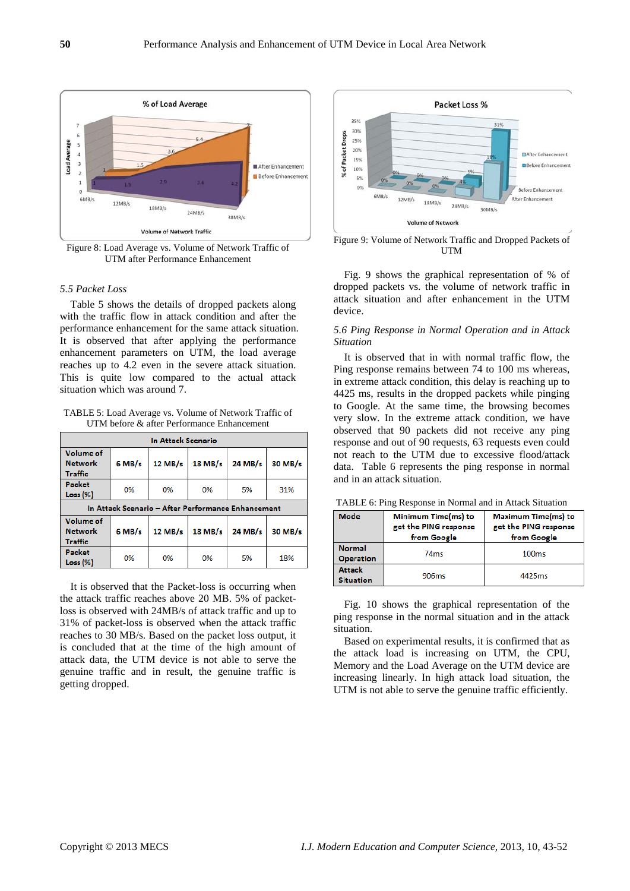Figure 8: Load Average vs. Volume of Network Traffic of UTM after Performance Enhancement

### *5.5 Packet Loss*

Table 5 shows the details of dropped packets along with the traffic flow in attack condition and after the performance enhancement for the same attack situation. It is observed that after applying the performance enhancement parameters on UTM, the load average reaches up to 4.2 even in the severe attack situation. This is quite low compared to the actual attack situation which was around 7.

TABLE 5: Load Average vs. Volume of Network Traffic of UTM before & after Performance Enhancement

| In Attack Scenario | | | | | |
|---|---|---|---|---|---|
| Volume of Network Traffic | 6 MB/s | 12 MB/s | 18 MB/s | 24 MB/s | 30 MB/s |
| Packet Loss (%) | 0% | 0% | 0% | 5% | 31% |
| **In Attack Scenario – After Performance Enhancement** | | | | | |
| Volume of Network Traffic | 6 MB/s | 12 MB/s | 18 MB/s | 24 MB/s | 30 MB/s |
| Packet Loss (%) | 0% | 0% | 0% | 5% | 18% |

It is observed that the Packet-loss is occurring when the attack traffic reaches above 20 MB. 5% of packet-loss is observed with 24MB/s of attack traffic and up to 31% of packet-loss is observed when the attack traffic reaches to 30 MB/s. Based on the packet loss output, it is concluded that at the time of the high amount of attack data, the UTM device is not able to serve the genuine traffic and in result, the genuine traffic is getting dropped.

Figure 9: Volume of Network Traffic and Dropped Packets of UTM

Fig. 9 shows the graphical representation of % of dropped packets vs. the volume of network traffic in attack situation and after enhancement in the UTM device.

### *5.6 Ping Response in Normal Operation and in Attack Situation*

It is observed that in with normal traffic flow, the Ping response remains between 74 to 100 ms whereas, in extreme attack condition, this delay is reaching up to 4425 ms, results in the dropped packets while pinging to Google. At the same time, the browsing becomes very slow. In the extreme attack condition, we have observed that 90 packets did not receive any ping response and out of 90 requests, 63 requests even could not reach to the UTM due to excessive flood/attack data. Table 6 represents the ping response in normal and in an attack situation.

TABLE 6: Ping Response in Normal and in Attack Situation

| Mode | Minimum Time(ms) to get the PING response from Google | Maximum Time(ms) to get the PING response from Google |
|---|---|---|
| Normal Operation | 74ms | 100ms |
| Attack Situation | 906ms | 4425ms |

Fig. 10 shows the graphical representation of the ping response in the normal situation and in the attack situation.

Based on experimental results, it is confirmed that as the attack load is increasing on UTM, the CPU, Memory and the Load Average on the UTM device are increasing linearly. In high attack load situation, the UTM is not able to serve the genuine traffic efficiently.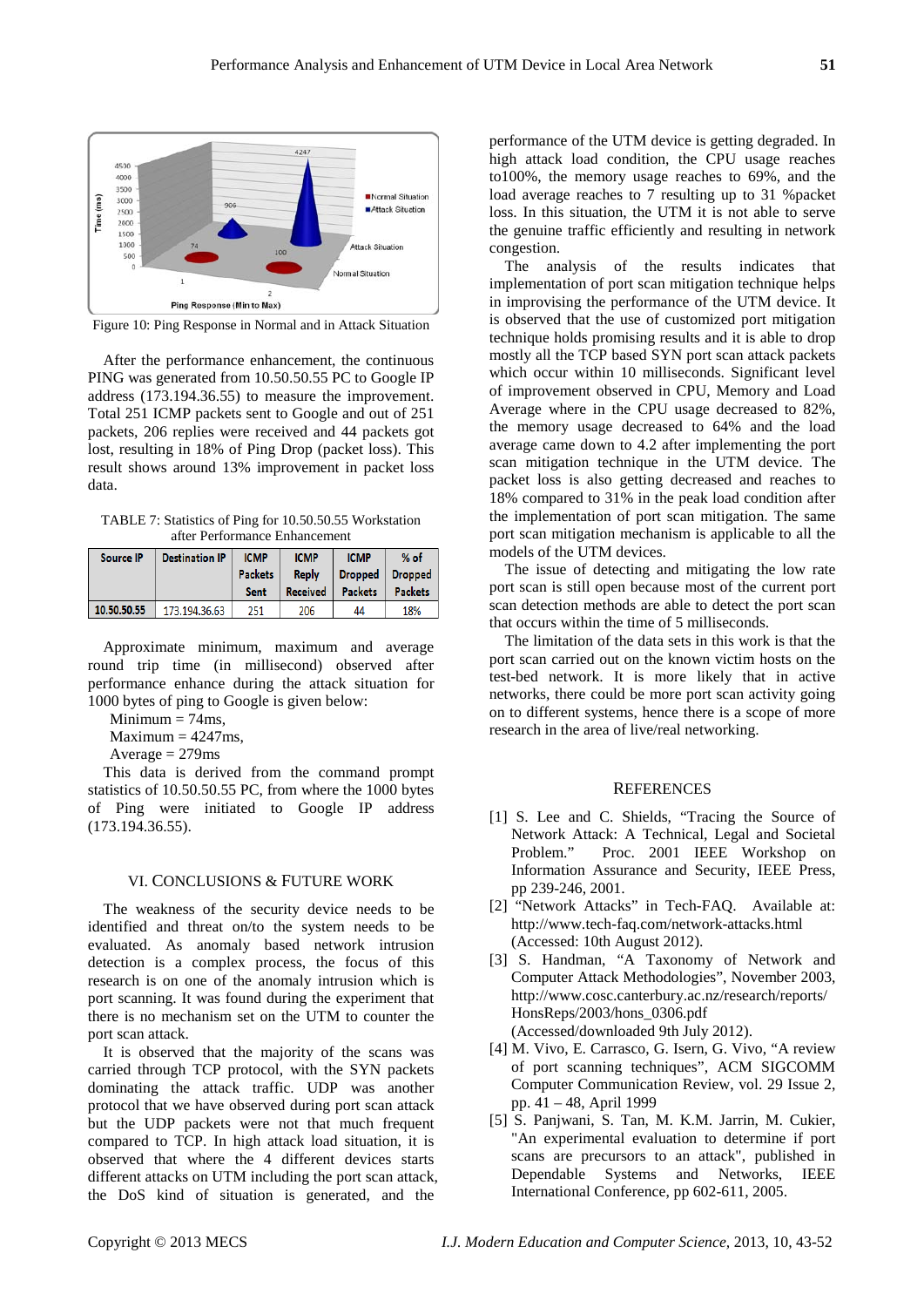Figure 10: Ping Response in Normal and in Attack Situation

After the performance enhancement, the continuous PING was generated from 10.50.50.55 PC to Google IP address (173.194.36.55) to measure the improvement. Total 251 ICMP packets sent to Google and out of 251 packets, 206 replies were received and 44 packets got lost, resulting in 18% of Ping Drop (packet loss). This result shows around 13% improvement in packet loss data.

TABLE 7: Statistics of Ping for 10.50.50.55 Workstation after Performance Enhancement

| Source IP | Destination IP | ICMP Packets Sent | ICMP Reply Received | ICMP Dropped Packets | % of Dropped Packets |
|---|---|---|---|---|---|
| 10.50.50.55 | 173.194.36.63 | 251 | 206 | 44 | 18% |

Approximate minimum, maximum and average round trip time (in millisecond) observed after performance enhance during the attack situation for 1000 bytes of ping to Google is given below:

Minimum = 74ms,
Maximum = 4247ms,
Average = 279ms

This data is derived from the command prompt statistics of 10.50.50.55 PC, from where the 1000 bytes of Ping were initiated to Google IP address (173.194.36.55).

## VI. CONCLUSIONS & FUTURE WORK

The weakness of the security device needs to be identified and threat on/to the system needs to be evaluated. As anomaly based network intrusion detection is a complex process, the focus of this research is on one of the anomaly intrusion which is port scanning. It was found during the experiment that there is no mechanism set on the UTM to counter the port scan attack.

It is observed that the majority of the scans was carried through TCP protocol, with the SYN packets dominating the attack traffic. UDP was another protocol that we have observed during port scan attack but the UDP packets were not that much frequent compared to TCP. In high attack load situation, it is observed that where the 4 different devices starts different attacks on UTM including the port scan attack, the DoS kind of situation is generated, and the performance of the UTM device is getting degraded. In high attack load condition, the CPU usage reaches to100%, the memory usage reaches to 69%, and the load average reaches to 7 resulting up to 31 %packet loss. In this situation, the UTM it is not able to serve the genuine traffic efficiently and resulting in network congestion.

The analysis of the results indicates that implementation of port scan mitigation technique helps in improvising the performance of the UTM device. It is observed that the use of customized port mitigation technique holds promising results and it is able to drop mostly all the TCP based SYN port scan attack packets which occur within 10 milliseconds. Significant level of improvement observed in CPU, Memory and Load Average where in the CPU usage decreased to 82%, the memory usage decreased to 64% and the load average came down to 4.2 after implementing the port scan mitigation technique in the UTM device. The packet loss is also getting decreased and reaches to 18% compared to 31% in the peak load condition after the implementation of port scan mitigation. The same port scan mitigation mechanism is applicable to all the models of the UTM devices.

The issue of detecting and mitigating the low rate port scan is still open because most of the current port scan detection methods are able to detect the port scan that occurs within the time of 5 milliseconds.

The limitation of the data sets in this work is that the port scan carried out on the known victim hosts on the test-bed network. It is more likely that in active networks, there could be more port scan activity going on to different systems, hence there is a scope of more research in the area of live/real networking.

## REFERENCES

[1] S. Lee and C. Shields, "Tracing the Source of Network Attack: A Technical, Legal and Societal Problem." Proc. 2001 IEEE Workshop on Information Assurance and Security, IEEE Press, pp 239-246, 2001.

[2] "Network Attacks" in Tech-FAQ. Available at: http://www.tech-faq.com/network-attacks.html (Accessed: 10th August 2012).

[3] S. Handman, "A Taxonomy of Network and Computer Attack Methodologies", November 2003, http://www.cosc.canterbury.ac.nz/research/reports/HonsReps/2003/hons_0306.pdf (Accessed/downloaded 9th July 2012).

[4] M. Vivo, E. Carrasco, G. Isern, G. Vivo, "A review of port scanning techniques", ACM SIGCOMM Computer Communication Review, vol. 29 Issue 2, pp. 41 – 48, April 1999

[5] S. Panjwani, S. Tan, M. K.M. Jarrin, M. Cukier, "An experimental evaluation to determine if port scans are precursors to an attack", published in Dependable Systems and Networks, IEEE International Conference, pp 602-611, 2005.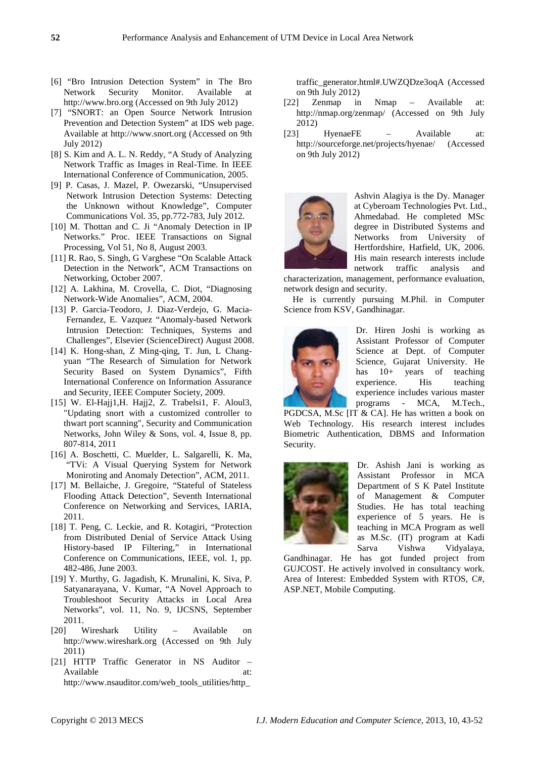[6] "Bro Intrusion Detection System" in The Bro Network Security Monitor. Available at http://www.bro.org (Accessed on 9th July 2012)

[7] "SNORT: an Open Source Network Intrusion Prevention and Detection System" at IDS web page. Available at http://www.snort.org (Accessed on 9th July 2012)

[8] S. Kim and A. L. N. Reddy, "A Study of Analyzing Network Traffic as Images in Real-Time. In IEEE International Conference of Communication, 2005.

[9] P. Casas, J. Mazel, P. Owezarski, "Unsupervised Network Intrusion Detection Systems: Detecting the Unknown without Knowledge", Computer Communications Vol. 35, pp.772-783, July 2012.

[10] M. Thottan and C. Ji "Anomaly Detection in IP Networks." Proc. IEEE Transactions on Signal Processing, Vol 51, No 8, August 2003.

[11] R. Rao, S. Singh, G Varghese "On Scalable Attack Detection in the Network", ACM Transactions on Networking, October 2007.

[12] A. Lakhina, M. Crovella, C. Diot, "Diagnosing Network-Wide Anomalies", ACM, 2004.

[13] P. Garcia-Teodoro, J. Diaz-Verdejo, G. Macia-Fernandez, E. Vazquez "Anomaly-based Network Intrusion Detection: Techniques, Systems and Challenges", Elsevier (ScienceDirect) August 2008.

[14] K. Hong-shan, Z Ming-qing, T. Jun, L Chang-yuan "The Research of Simulation for Network Security Based on System Dynamics", Fifth International Conference on Information Assurance and Security, IEEE Computer Society, 2009.

[15] W. El-Hajj1,H. Hajj2, Z. Trabelsi1, F. Aloul3, "Updating snort with a customized controller to thwart port scanning", Security and Communication Networks, John Wiley & Sons, vol. 4, Issue 8, pp. 807-814, 2011

[16] A. Boschetti, C. Muelder, L. Salgarelli, K. Ma, "TVi: A Visual Querying System for Network Moniroting and Anomaly Detection", ACM, 2011.

[17] M. Bellaiche, J. Gregoire, "Stateful of Stateless Flooding Attack Detection", Seventh International Conference on Networking and Services, IARIA, 2011.

[18] T. Peng, C. Leckie, and R. Kotagiri, "Protection from Distributed Denial of Service Attack Using History-based IP Filtering," in International Conference on Communications, IEEE, vol. 1, pp. 482-486, June 2003.

[19] Y. Murthy, G. Jagadish, K. Mrunalini, K. Siva, P. Satyanarayana, V. Kumar, "A Novel Approach to Troubleshoot Security Attacks in Local Area Networks", vol. 11, No. 9, IJCSNS, September 2011.

[20] Wireshark Utility – Available on http://www.wireshark.org (Accessed on 9th July 2011)

[21] HTTP Traffic Generator in NS Auditor – Available at: http://www.nsauditor.com/web_tools_utilities/http_traffic_generator.html#.UWZQDze3oqA (Accessed on 9th July 2012)

[22] Zenmap in Nmap – Available at: http://nmap.org/zenmap/ (Accessed on 9th July 2012)

[23] HyenaeFE – Available at: http://sourceforge.net/projects/hyenae/ (Accessed on 9th July 2012)

Ashvin Alagiya is the Dy. Manager at Cyberoam Technologies Pvt. Ltd., Ahmedabad. He completed MSc degree in Distributed Systems and Networks from University of Hertfordshire, Hatfield, UK, 2006. His main research interests include network traffic analysis and characterization, management, performance evaluation, network design and security.

He is currently pursuing M.Phil. in Computer Science from KSV, Gandhinagar.

Dr. Hiren Joshi is working as Assistant Professor of Computer Science at Dept. of Computer Science, Gujarat University. He has 10+ years of teaching experience. His teaching experience includes various master programs - MCA, M.Tech., PGDCSA, M.Sc [IT & CA]. He has written a book on Web Technology. His research interest includes Biometric Authentication, DBMS and Information Security.

Dr. Ashish Jani is working as Assistant Professor in MCA Department of S K Patel Institute of Management & Computer Studies. He has total teaching experience of 5 years. He is teaching in MCA Program as well as M.Sc. (IT) program at Kadi Sarva Vishwa Vidyalaya, Gandhinagar. He has got funded project from GUJCOST. He actively involved in consultancy work. Area of Interest: Embedded System with RTOS, C#, ASP.NET, Mobile Computing.